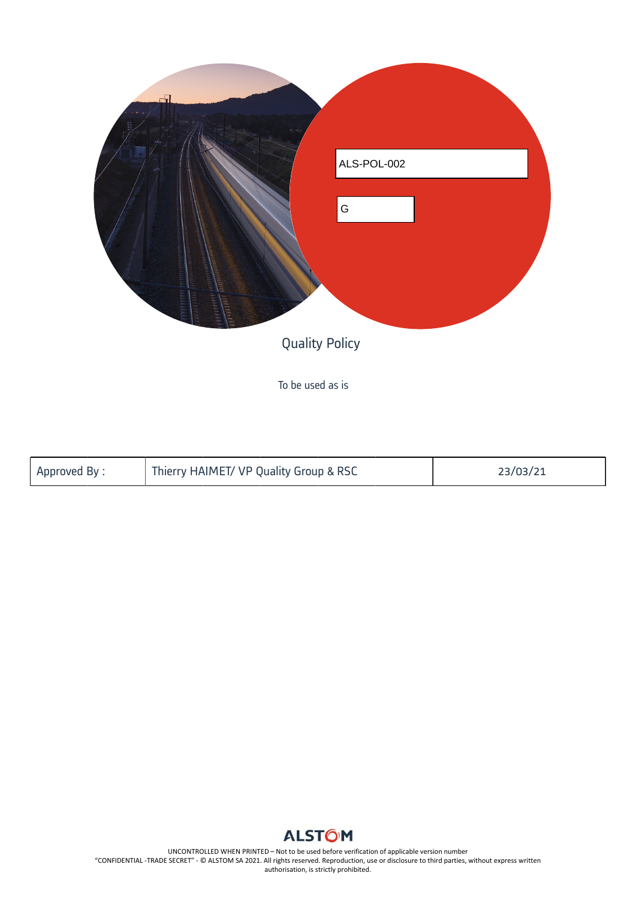ALS-POL-002

G

# Quality Policy

To be used as is

| Approved By : | Thierry HAIMET/ VP Quality Group & RSC | 23/03/21 |
|---|---|---|

ALSTOM

UNCONTROLLED WHEN PRINTED – Not to be used before verification of applicable version number
"CONFIDENTIAL -TRADE SECRET" - © ALSTOM SA 2021. All rights reserved. Reproduction, use or disclosure to third parties, without express written authorisation, is strictly prohibited.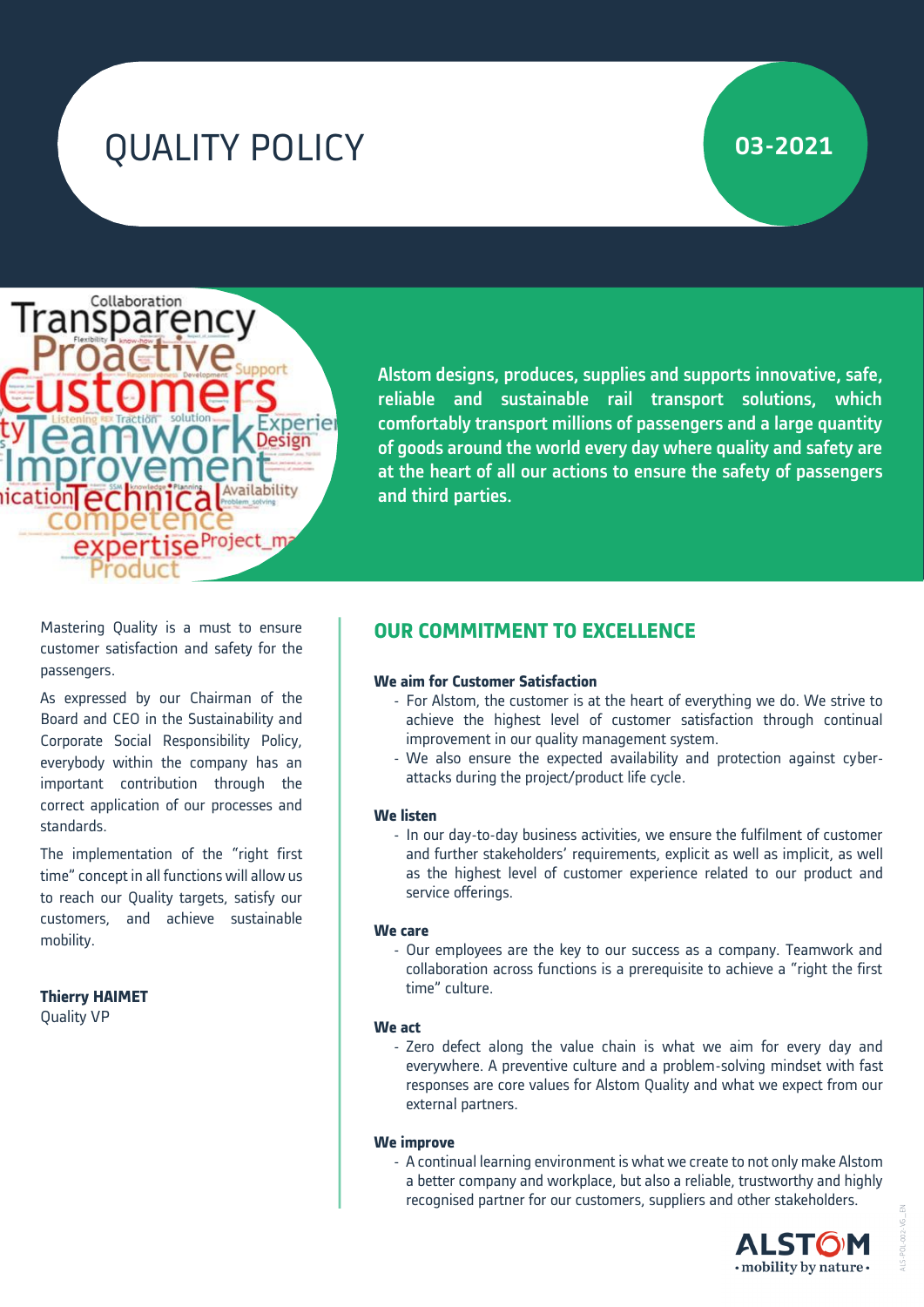# QUALITY POLICY

**03-2021**

**Alstom designs, produces, supplies and supports innovative, safe, reliable and sustainable rail transport solutions, which comfortably transport millions of passengers and a large quantity of goods around the world every day where quality and safety are at the heart of all our actions to ensure the safety of passengers and third parties.**

Mastering Quality is a must to ensure customer satisfaction and safety for the passengers.

As expressed by our Chairman of the Board and CEO in the Sustainability and Corporate Social Responsibility Policy, everybody within the company has an important contribution through the correct application of our processes and standards.

The implementation of the "right first time" concept in all functions will allow us to reach our Quality targets, satisfy our customers, and achieve sustainable mobility.

**Thierry HAIMET**
Quality VP

## OUR COMMITMENT TO EXCELLENCE

**We aim for Customer Satisfaction**

- For Alstom, the customer is at the heart of everything we do. We strive to achieve the highest level of customer satisfaction through continual improvement in our quality management system.
- We also ensure the expected availability and protection against cyber-attacks during the project/product life cycle.

**We listen**

- In our day-to-day business activities, we ensure the fulfilment of customer and further stakeholders' requirements, explicit as well as implicit, as well as the highest level of customer experience related to our product and service offerings.

**We care**

- Our employees are the key to our success as a company. Teamwork and collaboration across functions is a prerequisite to achieve a "right the first time" culture.

**We act**

- Zero defect along the value chain is what we aim for every day and everywhere. A preventive culture and a problem-solving mindset with fast responses are core values for Alstom Quality and what we expect from our external partners.

**We improve**

- A continual learning environment is what we create to not only make Alstom a better company and workplace, but also a reliable, trustworthy and highly recognised partner for our customers, suppliers and other stakeholders.

ALSTOM • mobility by nature •